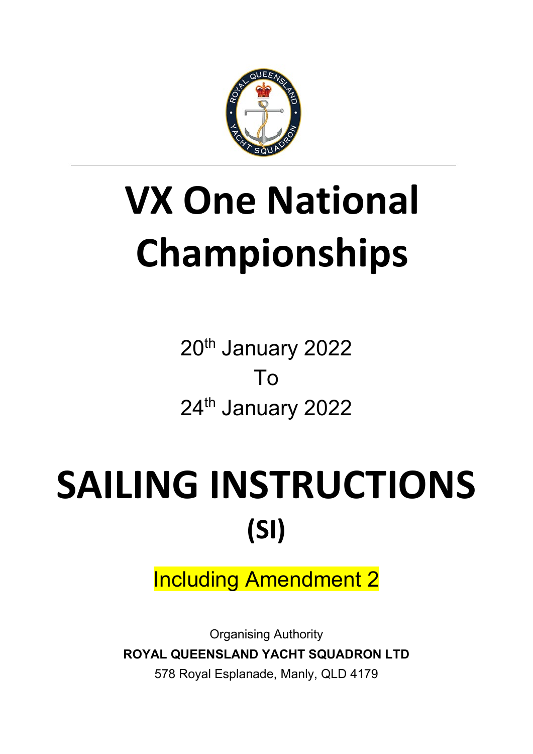# VX One National Championships

20th January 2022

To

24th January 2022

# SAILING INSTRUCTIONS

## (SI)

Including Amendment 2

Organising Authority

**ROYAL QUEENSLAND YACHT SQUADRON LTD**

578 Royal Esplanade, Manly, QLD 4179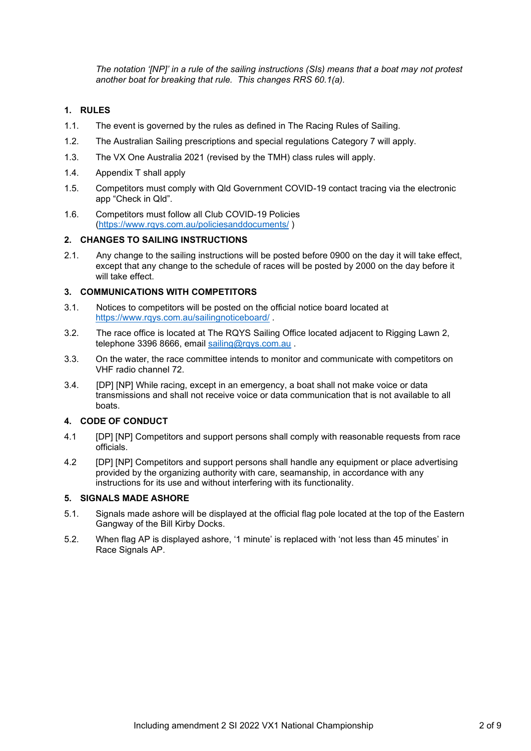*The notation '[NP]' in a rule of the sailing instructions (SIs) means that a boat may not protest another boat for breaking that rule. This changes RRS 60.1(a).*

## 1. RULES

1.1. The event is governed by the rules as defined in The Racing Rules of Sailing.

1.2. The Australian Sailing prescriptions and special regulations Category 7 will apply.

1.3. The VX One Australia 2021 (revised by the TMH) class rules will apply.

1.4. Appendix T shall apply

1.5. Competitors must comply with Qld Government COVID-19 contact tracing via the electronic app "Check in Qld".

1.6. Competitors must follow all Club COVID-19 Policies (https://www.rqys.com.au/policiesanddocuments/ )

## 2. CHANGES TO SAILING INSTRUCTIONS

2.1. Any change to the sailing instructions will be posted before 0900 on the day it will take effect, except that any change to the schedule of races will be posted by 2000 on the day before it will take effect.

## 3. COMMUNICATIONS WITH COMPETITORS

3.1. Notices to competitors will be posted on the official notice board located at https://www.rqys.com.au/sailingnoticeboard/ .

3.2. The race office is located at The RQYS Sailing Office located adjacent to Rigging Lawn 2, telephone 3396 8666, email sailing@rqys.com.au .

3.3. On the water, the race committee intends to monitor and communicate with competitors on VHF radio channel 72.

3.4. [DP] [NP] While racing, except in an emergency, a boat shall not make voice or data transmissions and shall not receive voice or data communication that is not available to all boats.

## 4. CODE OF CONDUCT

4.1 [DP] [NP] Competitors and support persons shall comply with reasonable requests from race officials.

4.2 [DP] [NP] Competitors and support persons shall handle any equipment or place advertising provided by the organizing authority with care, seamanship, in accordance with any instructions for its use and without interfering with its functionality.

## 5. SIGNALS MADE ASHORE

5.1. Signals made ashore will be displayed at the official flag pole located at the top of the Eastern Gangway of the Bill Kirby Docks.

5.2. When flag AP is displayed ashore, '1 minute' is replaced with 'not less than 45 minutes' in Race Signals AP.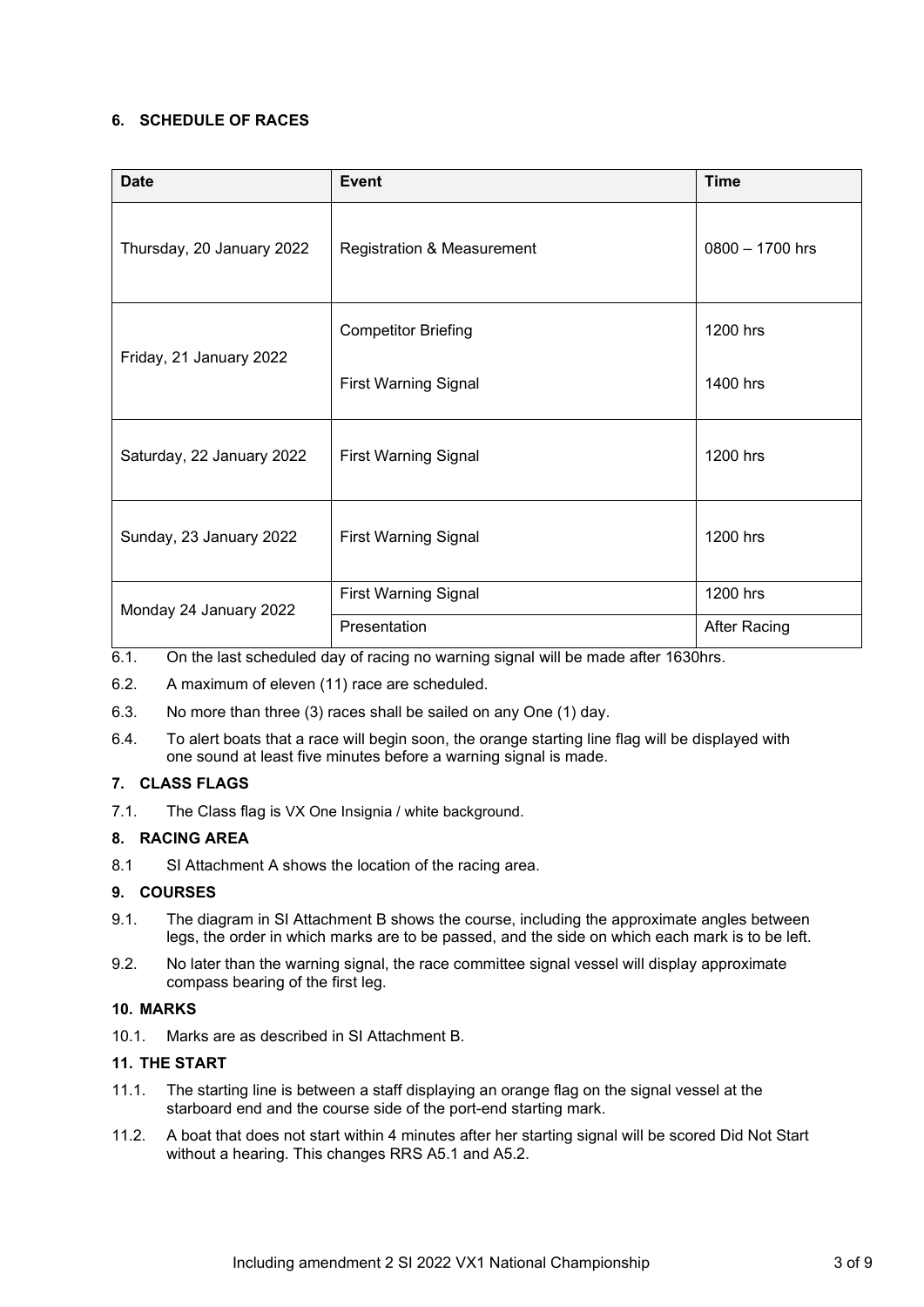## 6. SCHEDULE OF RACES

| Date | Event | Time |
|---|---|---|
| Thursday, 20 January 2022 | Registration & Measurement | 0800 – 1700 hrs |
| Friday, 21 January 2022 | Competitor Briefing | 1200 hrs |
| | First Warning Signal | 1400 hrs |
| Saturday, 22 January 2022 | First Warning Signal | 1200 hrs |
| Sunday, 23 January 2022 | First Warning Signal | 1200 hrs |
| Monday 24 January 2022 | First Warning Signal | 1200 hrs |
| | Presentation | After Racing |

6.1. On the last scheduled day of racing no warning signal will be made after 1630hrs.

6.2. A maximum of eleven (11) race are scheduled.

6.3. No more than three (3) races shall be sailed on any One (1) day.

6.4. To alert boats that a race will begin soon, the orange starting line flag will be displayed with one sound at least five minutes before a warning signal is made.

## 7. CLASS FLAGS

7.1. The Class flag is VX One Insignia / white background.

## 8. RACING AREA

8.1 SI Attachment A shows the location of the racing area.

## 9. COURSES

9.1. The diagram in SI Attachment B shows the course, including the approximate angles between legs, the order in which marks are to be passed, and the side on which each mark is to be left.

9.2. No later than the warning signal, the race committee signal vessel will display approximate compass bearing of the first leg.

## 10. MARKS

10.1. Marks are as described in SI Attachment B.

## 11. THE START

11.1. The starting line is between a staff displaying an orange flag on the signal vessel at the starboard end and the course side of the port-end starting mark.

11.2. A boat that does not start within 4 minutes after her starting signal will be scored Did Not Start without a hearing. This changes RRS A5.1 and A5.2.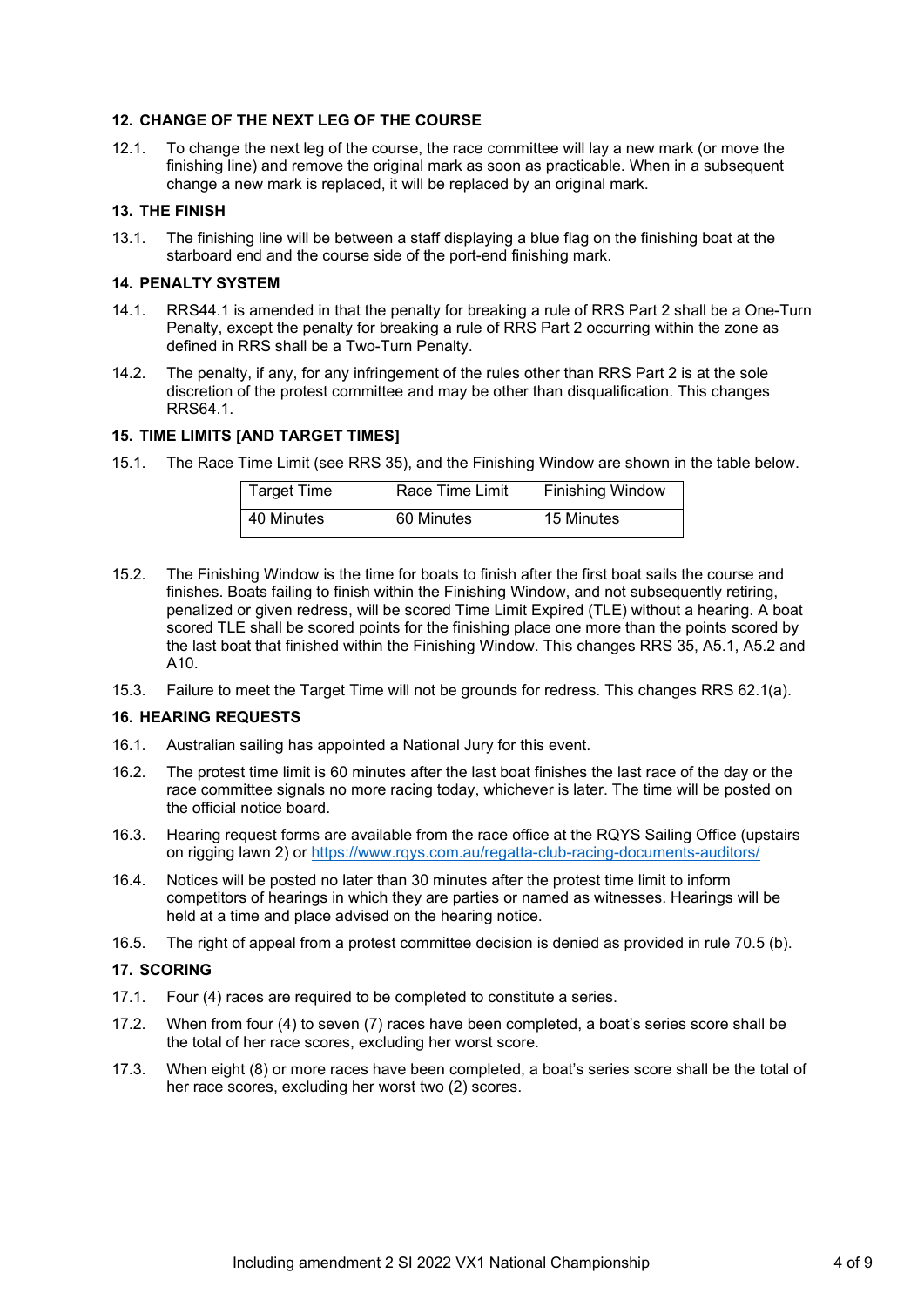### 12. CHANGE OF THE NEXT LEG OF THE COURSE

12.1. To change the next leg of the course, the race committee will lay a new mark (or move the finishing line) and remove the original mark as soon as practicable. When in a subsequent change a new mark is replaced, it will be replaced by an original mark.

### 13. THE FINISH

13.1. The finishing line will be between a staff displaying a blue flag on the finishing boat at the starboard end and the course side of the port-end finishing mark.

### 14. PENALTY SYSTEM

14.1. RRS44.1 is amended in that the penalty for breaking a rule of RRS Part 2 shall be a One-Turn Penalty, except the penalty for breaking a rule of RRS Part 2 occurring within the zone as defined in RRS shall be a Two-Turn Penalty.

14.2. The penalty, if any, for any infringement of the rules other than RRS Part 2 is at the sole discretion of the protest committee and may be other than disqualification. This changes RRS64.1.

### 15. TIME LIMITS [AND TARGET TIMES]

15.1. The Race Time Limit (see RRS 35), and the Finishing Window are shown in the table below.

| Target Time | Race Time Limit | Finishing Window |
|---|---|---|
| 40 Minutes | 60 Minutes | 15 Minutes |

15.2. The Finishing Window is the time for boats to finish after the first boat sails the course and finishes. Boats failing to finish within the Finishing Window, and not subsequently retiring, penalized or given redress, will be scored Time Limit Expired (TLE) without a hearing. A boat scored TLE shall be scored points for the finishing place one more than the points scored by the last boat that finished within the Finishing Window. This changes RRS 35, A5.1, A5.2 and A10.

15.3. Failure to meet the Target Time will not be grounds for redress. This changes RRS 62.1(a).

### 16. HEARING REQUESTS

16.1. Australian sailing has appointed a National Jury for this event.

16.2. The protest time limit is 60 minutes after the last boat finishes the last race of the day or the race committee signals no more racing today, whichever is later. The time will be posted on the official notice board.

16.3. Hearing request forms are available from the race office at the RQYS Sailing Office (upstairs on rigging lawn 2) or https://www.rqys.com.au/regatta-club-racing-documents-auditors/

16.4. Notices will be posted no later than 30 minutes after the protest time limit to inform competitors of hearings in which they are parties or named as witnesses. Hearings will be held at a time and place advised on the hearing notice.

16.5. The right of appeal from a protest committee decision is denied as provided in rule 70.5 (b).

### 17. SCORING

17.1. Four (4) races are required to be completed to constitute a series.

17.2. When from four (4) to seven (7) races have been completed, a boat's series score shall be the total of her race scores, excluding her worst score.

17.3. When eight (8) or more races have been completed, a boat's series score shall be the total of her race scores, excluding her worst two (2) scores.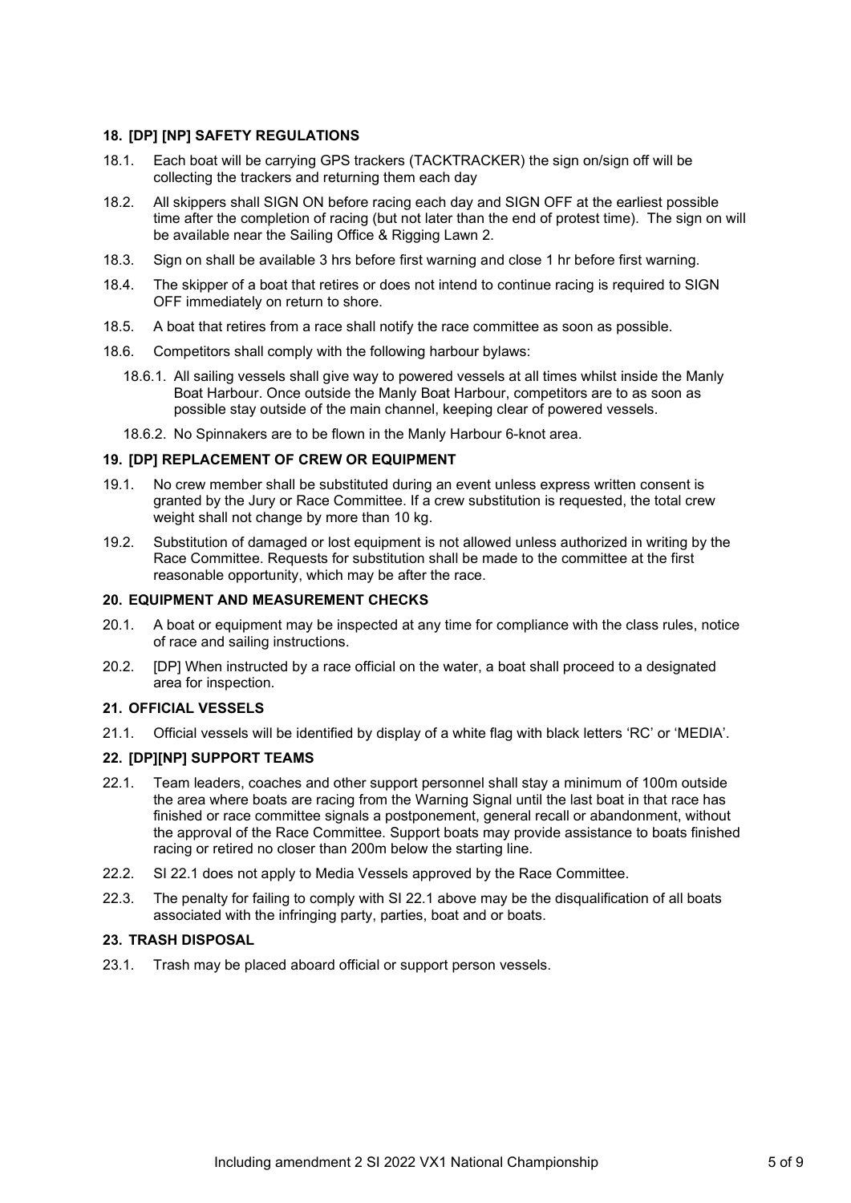## 18. [DP] [NP] SAFETY REGULATIONS

18.1. Each boat will be carrying GPS trackers (TACKTRACKER) the sign on/sign off will be collecting the trackers and returning them each day

18.2. All skippers shall SIGN ON before racing each day and SIGN OFF at the earliest possible time after the completion of racing (but not later than the end of protest time). The sign on will be available near the Sailing Office & Rigging Lawn 2.

18.3. Sign on shall be available 3 hrs before first warning and close 1 hr before first warning.

18.4. The skipper of a boat that retires or does not intend to continue racing is required to SIGN OFF immediately on return to shore.

18.5. A boat that retires from a race shall notify the race committee as soon as possible.

18.6. Competitors shall comply with the following harbour bylaws:

- 18.6.1. All sailing vessels shall give way to powered vessels at all times whilst inside the Manly Boat Harbour. Once outside the Manly Boat Harbour, competitors are to as soon as possible stay outside of the main channel, keeping clear of powered vessels.
- 18.6.2. No Spinnakers are to be flown in the Manly Harbour 6-knot area.

## 19. [DP] REPLACEMENT OF CREW OR EQUIPMENT

19.1. No crew member shall be substituted during an event unless express written consent is granted by the Jury or Race Committee. If a crew substitution is requested, the total crew weight shall not change by more than 10 kg.

19.2. Substitution of damaged or lost equipment is not allowed unless authorized in writing by the Race Committee. Requests for substitution shall be made to the committee at the first reasonable opportunity, which may be after the race.

## 20. EQUIPMENT AND MEASUREMENT CHECKS

20.1. A boat or equipment may be inspected at any time for compliance with the class rules, notice of race and sailing instructions.

20.2. [DP] When instructed by a race official on the water, a boat shall proceed to a designated area for inspection.

## 21. OFFICIAL VESSELS

21.1. Official vessels will be identified by display of a white flag with black letters 'RC' or 'MEDIA'.

## 22. [DP][NP] SUPPORT TEAMS

22.1. Team leaders, coaches and other support personnel shall stay a minimum of 100m outside the area where boats are racing from the Warning Signal until the last boat in that race has finished or race committee signals a postponement, general recall or abandonment, without the approval of the Race Committee. Support boats may provide assistance to boats finished racing or retired no closer than 200m below the starting line.

22.2. SI 22.1 does not apply to Media Vessels approved by the Race Committee.

22.3. The penalty for failing to comply with SI 22.1 above may be the disqualification of all boats associated with the infringing party, parties, boat and or boats.

## 23. TRASH DISPOSAL

23.1. Trash may be placed aboard official or support person vessels.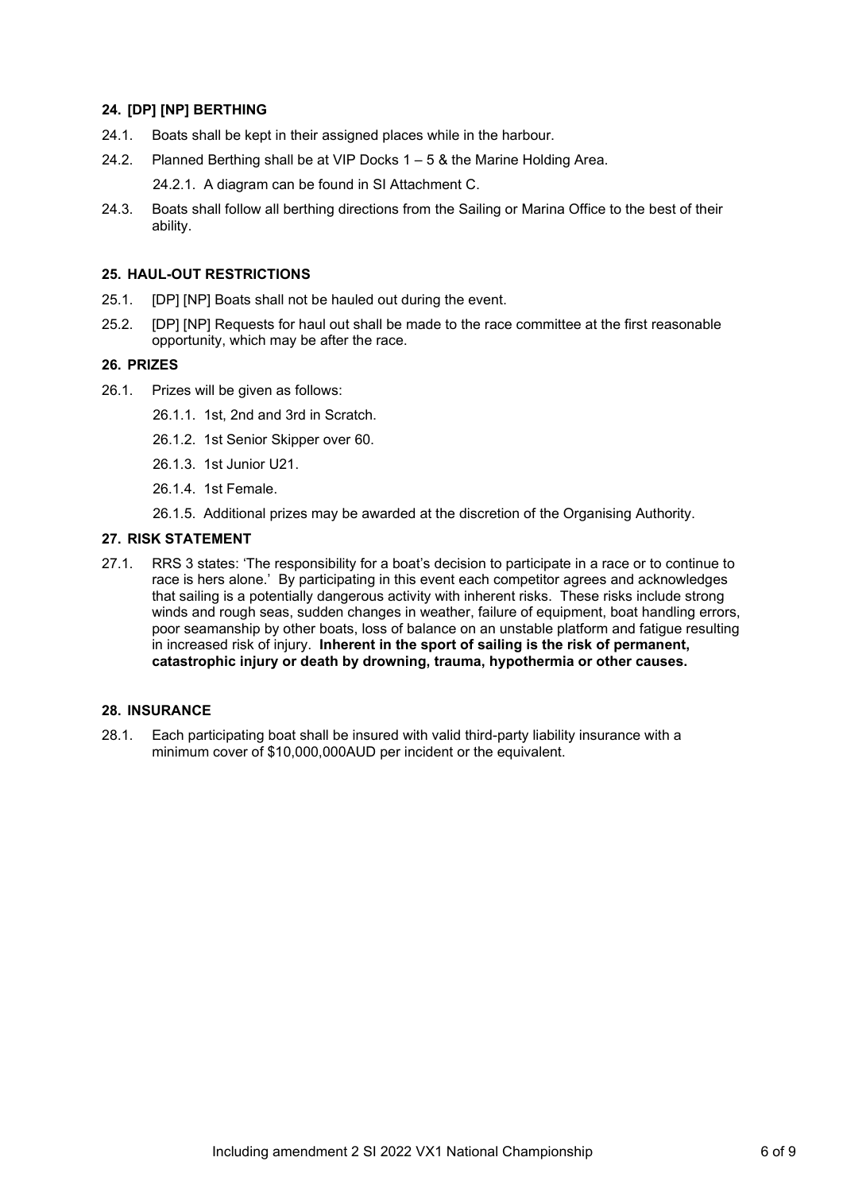## 24. [DP] [NP] BERTHING

24.1. Boats shall be kept in their assigned places while in the harbour.

24.2. Planned Berthing shall be at VIP Docks 1 – 5 & the Marine Holding Area.

   24.2.1. A diagram can be found in SI Attachment C.

24.3. Boats shall follow all berthing directions from the Sailing or Marina Office to the best of their ability.

## 25. HAUL-OUT RESTRICTIONS

25.1. [DP] [NP] Boats shall not be hauled out during the event.

25.2. [DP] [NP] Requests for haul out shall be made to the race committee at the first reasonable opportunity, which may be after the race.

## 26. PRIZES

26.1. Prizes will be given as follows:

   26.1.1. 1st, 2nd and 3rd in Scratch.

   26.1.2. 1st Senior Skipper over 60.

   26.1.3. 1st Junior U21.

   26.1.4. 1st Female.

   26.1.5. Additional prizes may be awarded at the discretion of the Organising Authority.

## 27. RISK STATEMENT

27.1. RRS 3 states: 'The responsibility for a boat's decision to participate in a race or to continue to race is hers alone.' By participating in this event each competitor agrees and acknowledges that sailing is a potentially dangerous activity with inherent risks. These risks include strong winds and rough seas, sudden changes in weather, failure of equipment, boat handling errors, poor seamanship by other boats, loss of balance on an unstable platform and fatigue resulting in increased risk of injury. **Inherent in the sport of sailing is the risk of permanent, catastrophic injury or death by drowning, trauma, hypothermia or other causes.**

## 28. INSURANCE

28.1. Each participating boat shall be insured with valid third-party liability insurance with a minimum cover of $10,000,000AUD per incident or the equivalent.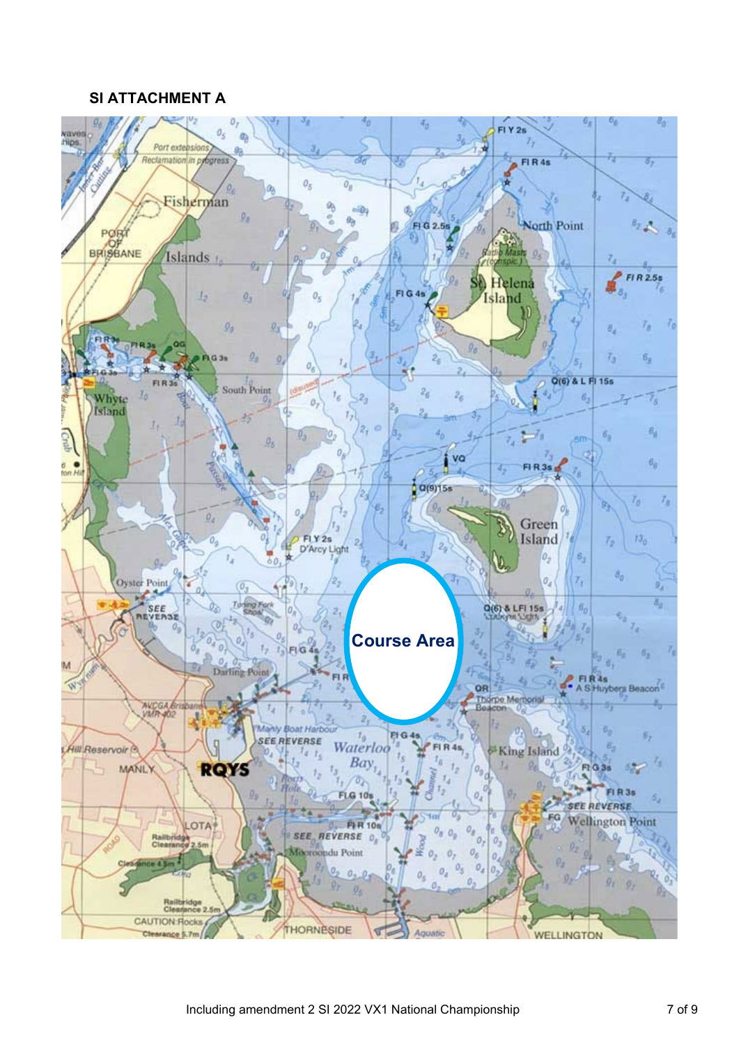# SI ATTACHMENT A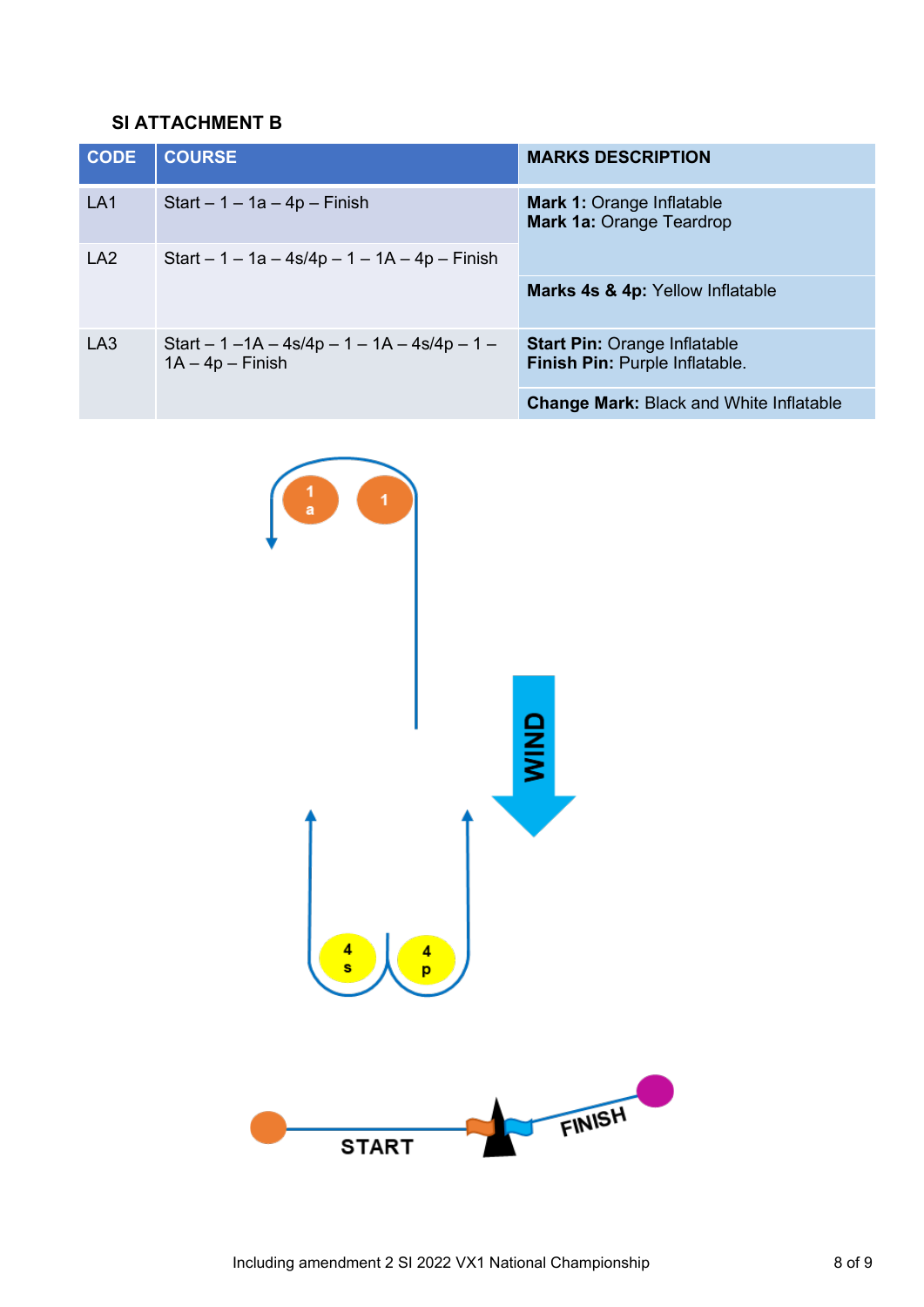## SI ATTACHMENT B

| CODE | COURSE | MARKS DESCRIPTION |
|---|---|---|
| LA1 | Start – 1 – 1a – 4p – Finish | **Mark 1:** Orange Inflatable<br>**Mark 1a:** Orange Teardrop |
| LA2 | Start – 1 – 1a – 4s/4p – 1 – 1A – 4p – Finish | **Marks 4s & 4p:** Yellow Inflatable |
| LA3 | Start – 1 –1A – 4s/4p – 1 – 1A – 4s/4p – 1 – 1A – 4p – Finish | **Start Pin:** Orange Inflatable<br>**Finish Pin:** Purple Inflatable.<br><br>**Change Mark:** Black and White Inflatable |

1a 1

WIND

4s 4p

START FINISH

Including amendment 2 SI 2022 VX1 National Championship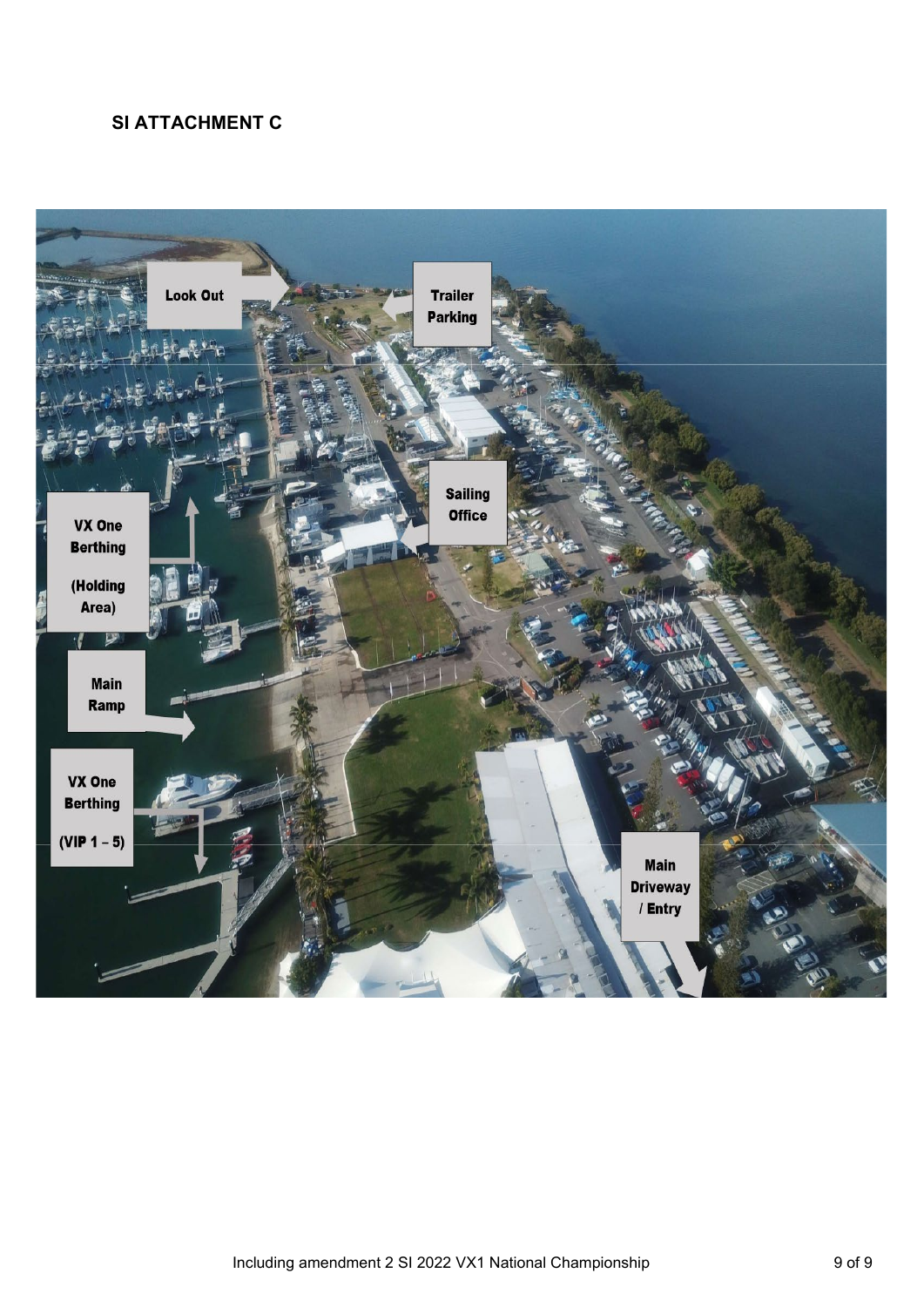**SI ATTACHMENT C**

Look Out

Trailer Parking

Sailing Office

VX One Berthing

(Holding Area)

Main Ramp

VX One Berthing

(VIP 1 – 5)

Main Driveway / Entry